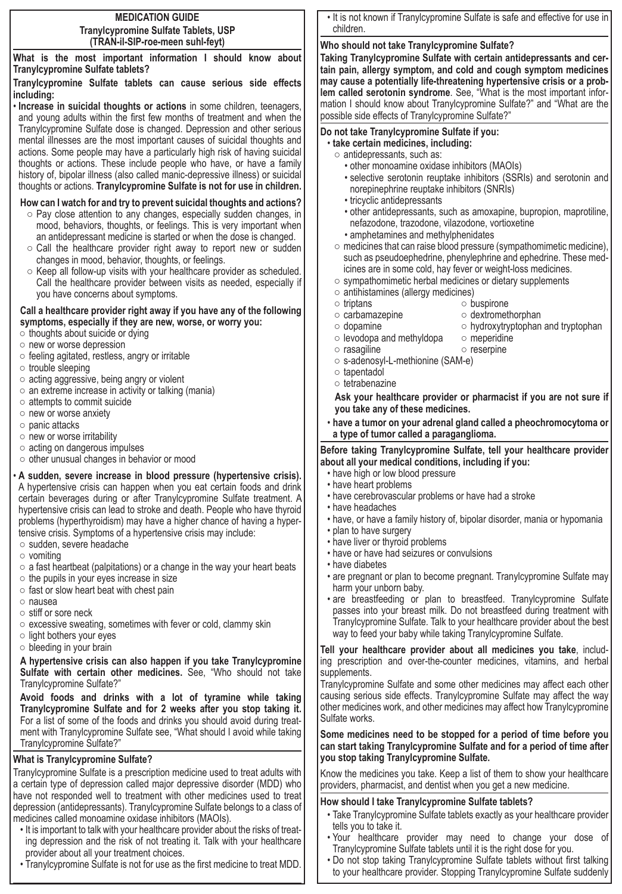# MEDICATION GUIDE
## Tranylcypromine Sulfate Tablets, USP
## (TRAN-il-SIP-roe-meen suhl-feyt)

**What is the most important information I should know about Tranylcypromine Sulfate tablets?**

**Tranylcypromine Sulfate tablets can cause serious side effects including:**

- **Increase in suicidal thoughts or actions** in some children, teenagers, and young adults within the first few months of treatment and when the Tranylcypromine Sulfate dose is changed. Depression and other serious mental illnesses are the most important causes of suicidal thoughts and actions. Some people may have a particularly high risk of having suicidal thoughts or actions. These include people who have, or have a family history of, bipolar illness (also called manic-depressive illness) or suicidal thoughts or actions. **Tranylcypromine Sulfate is not for use in children.**

  **How can I watch for and try to prevent suicidal thoughts and actions?**
  - Pay close attention to any changes, especially sudden changes, in mood, behaviors, thoughts, or feelings. This is very important when an antidepressant medicine is started or when the dose is changed.
  - Call the healthcare provider right away to report new or sudden changes in mood, behavior, thoughts, or feelings.
  - Keep all follow-up visits with your healthcare provider as scheduled. Call the healthcare provider between visits as needed, especially if you have concerns about symptoms.

  **Call a healthcare provider right away if you have any of the following symptoms, especially if they are new, worse, or worry you:**
  - thoughts about suicide or dying
  - new or worse depression
  - feeling agitated, restless, angry or irritable
  - trouble sleeping
  - acting aggressive, being angry or violent
  - an extreme increase in activity or talking (mania)
  - attempts to commit suicide
  - new or worse anxiety
  - panic attacks
  - new or worse irritability
  - acting on dangerous impulses
  - other unusual changes in behavior or mood

- **A sudden, severe increase in blood pressure (hypertensive crisis).** A hypertensive crisis can happen when you eat certain foods and drink certain beverages during or after Tranylcypromine Sulfate treatment. A hypertensive crisis can lead to stroke and death. People who have thyroid problems (hyperthyroidism) may have a higher chance of having a hypertensive crisis. Symptoms of a hypertensive crisis may include:
  - sudden, severe headache
  - vomiting
  - a fast heartbeat (palpitations) or a change in the way your heart beats
  - the pupils in your eyes increase in size
  - fast or slow heart beat with chest pain
  - nausea
  - stiff or sore neck
  - excessive sweating, sometimes with fever or cold, clammy skin
  - light bothers your eyes
  - bleeding in your brain

  **A hypertensive crisis can also happen if you take Tranylcypromine Sulfate with certain other medicines.** See, "Who should not take Tranylcypromine Sulfate?"

  **Avoid foods and drinks with a lot of tyramine while taking Tranylcypromine Sulfate and for 2 weeks after you stop taking it.** For a list of some of the foods and drinks you should avoid during treatment with Tranylcypromine Sulfate see, "What should I avoid while taking Tranylcypromine Sulfate?"

**What is Tranylcypromine Sulfate?**

Tranylcypromine Sulfate is a prescription medicine used to treat adults with a certain type of depression called major depressive disorder (MDD) who have not responded well to treatment with other medicines used to treat depression (antidepressants). Tranylcypromine Sulfate belongs to a class of medicines called monoamine oxidase inhibitors (MAOIs).

- It is important to talk with your healthcare provider about the risks of treating depression and the risk of not treating it. Talk with your healthcare provider about all your treatment choices.
- Tranylcypromine Sulfate is not for use as the first medicine to treat MDD.
- It is not known if Tranylcypromine Sulfate is safe and effective for use in children.

**Who should not take Tranylcypromine Sulfate?**

**Taking Tranylcypromine Sulfate with certain antidepressants and certain pain, allergy symptom, and cold and cough symptom medicines may cause a potentially life-threatening hypertensive crisis or a problem called serotonin syndrome**. See, "What is the most important information I should know about Tranylcypromine Sulfate?" and "What are the possible side effects of Tranylcypromine Sulfate?"

**Do not take Tranylcypromine Sulfate if you:**

- **take certain medicines, including:**
  - antidepressants, such as:
    - other monoamine oxidase inhibitors (MAOIs)
    - selective serotonin reuptake inhibitors (SSRIs) and serotonin and norepinephrine reuptake inhibitors (SNRIs)
    - tricyclic antidepressants
    - other antidepressants, such as amoxapine, bupropion, maprotiline, nefazodone, trazodone, vilazodone, vortioxetine
    - amphetamines and methylphenidates
  - medicines that can raise blood pressure (sympathomimetic medicine), such as pseudoephedrine, phenylephrine and ephedrine. These medicines are in some cold, hay fever or weight-loss medicines.
  - sympathomimetic herbal medicines or dietary supplements
  - antihistamines (allergy medicines)
  - triptans
  - buspirone
  - carbamazepine
  - dextromethorphan
  - dopamine
  - hydroxytryptophan and tryptophan
  - levodopa and methyldopa
  - meperidine
  - rasagiline
  - reserpine
  - s-adenosyl-L-methionine (SAM-e)
  - tapentadol
  - tetrabenazine

  **Ask your healthcare provider or pharmacist if you are not sure if you take any of these medicines.**

- **have a tumor on your adrenal gland called a pheochromocytoma or a type of tumor called a paraganglioma.**

**Before taking Tranylcypromine Sulfate, tell your healthcare provider about all your medical conditions, including if you:**

- have high or low blood pressure
- have heart problems
- have cerebrovascular problems or have had a stroke
- have headaches
- have, or have a family history of, bipolar disorder, mania or hypomania
- plan to have surgery
- have liver or thyroid problems
- have or have had seizures or convulsions
- have diabetes
- are pregnant or plan to become pregnant. Tranylcypromine Sulfate may harm your unborn baby.
- are breastfeeding or plan to breastfeed. Tranylcypromine Sulfate passes into your breast milk. Do not breastfeed during treatment with Tranylcypromine Sulfate. Talk to your healthcare provider about the best way to feed your baby while taking Tranylcypromine Sulfate.

**Tell your healthcare provider about all medicines you take**, including prescription and over-the-counter medicines, vitamins, and herbal supplements.

Tranylcypromine Sulfate and some other medicines may affect each other causing serious side effects. Tranylcypromine Sulfate may affect the way other medicines work, and other medicines may affect how Tranylcypromine Sulfate works.

**Some medicines need to be stopped for a period of time before you can start taking Tranylcypromine Sulfate and for a period of time after you stop taking Tranylcypromine Sulfate.**

Know the medicines you take. Keep a list of them to show your healthcare providers, pharmacist, and dentist when you get a new medicine.

**How should I take Tranylcypromine Sulfate tablets?**

- Take Tranylcypromine Sulfate tablets exactly as your healthcare provider tells you to take it.
- Your healthcare provider may need to change your dose of Tranylcypromine Sulfate tablets until it is the right dose for you.
- Do not stop taking Tranylcypromine Sulfate tablets without first talking to your healthcare provider. Stopping Tranylcypromine Sulfate suddenly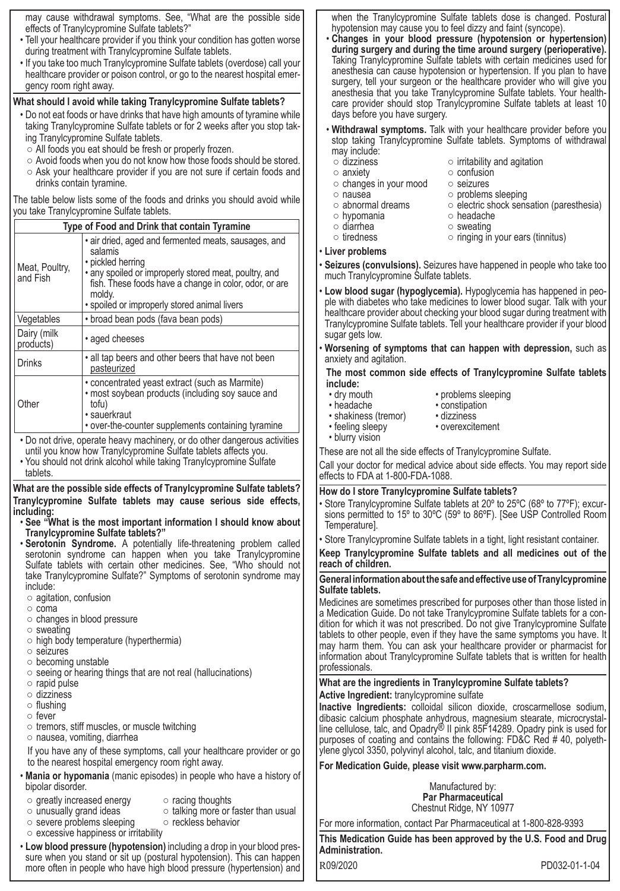may cause withdrawal symptoms. See, "What are the possible side effects of Tranylcypromine Sulfate tablets?"

- Tell your healthcare provider if you think your condition has gotten worse during treatment with Tranylcypromine Sulfate tablets.
- If you take too much Tranylcypromine Sulfate tablets (overdose) call your healthcare provider or poison control, or go to the nearest hospital emergency room right away.

**What should I avoid while taking Tranylcypromine Sulfate tablets?**

- Do not eat foods or have drinks that have high amounts of tyramine while taking Tranylcypromine Sulfate tablets or for 2 weeks after you stop taking Tranylcypromine Sulfate tablets.
  - All foods you eat should be fresh or properly frozen.
  - Avoid foods when you do not know how those foods should be stored.
  - Ask your healthcare provider if you are not sure if certain foods and drinks contain tyramine.

The table below lists some of the foods and drinks you should avoid while you take Tranylcypromine Sulfate tablets.

| Type of Food and Drink that contain Tyramine | |
|---|---|
| Meat, Poultry, and Fish | • air dried, aged and fermented meats, sausages, and salamis<br>• pickled herring<br>• any spoiled or improperly stored meat, poultry, and fish. These foods have a change in color, odor, or are moldy.<br>• spoiled or improperly stored animal livers |
| Vegetables | • broad bean pods (fava bean pods) |
| Dairy (milk products) | • aged cheeses |
| Drinks | • all tap beers and other beers that have not been pasteurized |
| Other | • concentrated yeast extract (such as Marmite)<br>• most soybean products (including soy sauce and tofu)<br>• sauerkraut<br>• over-the-counter supplements containing tyramine |

- Do not drive, operate heavy machinery, or do other dangerous activities until you know how Tranylcypromine Sulfate tablets affects you.
- You should not drink alcohol while taking Tranylcypromine Sulfate tablets.

**What are the possible side effects of Tranylcypromine Sulfate tablets?**

**Tranylcypromine Sulfate tablets may cause serious side effects, including:**

- **See "What is the most important information I should know about Tranylcypromine Sulfate tablets?"**
- **Serotonin Syndrome.** A potentially life-threatening problem called serotonin syndrome can happen when you take Tranylcypromine Sulfate tablets with certain other medicines. See, "Who should not take Tranylcypromine Sulfate?" Symptoms of serotonin syndrome may include:
  - agitation, confusion
  - coma
  - changes in blood pressure
  - sweating
  - high body temperature (hyperthermia)
  - seizures
  - becoming unstable
  - seeing or hearing things that are not real (hallucinations)
  - rapid pulse
  - dizziness
  - flushing
  - fever
  - tremors, stiff muscles, or muscle twitching
  - nausea, vomiting, diarrhea

  If you have any of these symptoms, call your healthcare provider or go to the nearest hospital emergency room right away.
- **Mania or hypomania** (manic episodes) in people who have a history of bipolar disorder.
  - greatly increased energy
  - racing thoughts
  - unusually grand ideas
  - talking more or faster than usual
  - severe problems sleeping
  - reckless behavior
  - excessive happiness or irritability
- **Low blood pressure (hypotension)** including a drop in your blood pressure when you stand or sit up (postural hypotension). This can happen more often in people who have high blood pressure (hypertension) and when the Tranylcypromine Sulfate tablets dose is changed. Postural hypotension may cause you to feel dizzy and faint (syncope).
- **Changes in your blood pressure (hypotension or hypertension) during surgery and during the time around surgery (perioperative).** Taking Tranylcypromine Sulfate tablets with certain medicines used for anesthesia can cause hypotension or hypertension. If you plan to have surgery, tell your surgeon or the healthcare provider who will give you anesthesia that you take Tranylcypromine Sulfate tablets. Your healthcare provider should stop Tranylcypromine Sulfate tablets at least 10 days before you have surgery.
- **Withdrawal symptoms.** Talk with your healthcare provider before you stop taking Tranylcypromine Sulfate tablets. Symptoms of withdrawal may include:
  - dizziness
  - irritability and agitation
  - anxiety
  - confusion
  - changes in your mood
  - seizures
  - nausea
  - problems sleeping
  - abnormal dreams
  - electric shock sensation (paresthesia)
  - hypomania
  - headache
  - diarrhea
  - sweating
  - tiredness
  - ringing in your ears (tinnitus)
- **Liver problems**
- **Seizures (convulsions).** Seizures have happened in people who take too much Tranylcypromine Sulfate tablets.
- **Low blood sugar (hypoglycemia).** Hypoglycemia has happened in people with diabetes who take medicines to lower blood sugar. Talk with your healthcare provider about checking your blood sugar during treatment with Tranylcypromine Sulfate tablets. Tell your healthcare provider if your blood sugar gets low.
- **Worsening of symptoms that can happen with depression,** such as anxiety and agitation.

**The most common side effects of Tranylcypromine Sulfate tablets include:**

- dry mouth
- problems sleeping
- headache
- constipation
- shakiness (tremor)
- dizziness
- feeling sleepy
- overexcitement
- blurry vision

These are not all the side effects of Tranylcypromine Sulfate.

Call your doctor for medical advice about side effects. You may report side effects to FDA at 1-800-FDA-1088.

**How do I store Tranylcypromine Sulfate tablets?**

- Store Tranylcypromine Sulfate tablets at 20º to 25ºC (68º to 77ºF); excursions permitted to 15º to 30ºC (59º to 86ºF). [See USP Controlled Room Temperature].
- Store Tranylcypromine Sulfate tablets in a tight, light resistant container.

**Keep Tranylcypromine Sulfate tablets and all medicines out of the reach of children.**

**General information about the safe and effective use of Tranylcypromine Sulfate tablets.**

Medicines are sometimes prescribed for purposes other than those listed in a Medication Guide. Do not take Tranylcypromine Sulfate tablets for a condition for which it was not prescribed. Do not give Tranylcypromine Sulfate tablets to other people, even if they have the same symptoms you have. It may harm them. You can ask your healthcare provider or pharmacist for information about Tranylcypromine Sulfate tablets that is written for health professionals.

**What are the ingredients in Tranylcypromine Sulfate tablets?**

**Active Ingredient:** tranylcypromine sulfate

**Inactive Ingredients:** colloidal silicon dioxide, croscarmellose sodium, dibasic calcium phosphate anhydrous, magnesium stearate, microcrystalline cellulose, talc, and Opadry® II pink 85F14289. Opadry pink is used for purposes of coating and contains the following: FD&C Red # 40, polyethylene glycol 3350, polyvinyl alcohol, talc, and titanium dioxide.

**For Medication Guide, please visit www.parpharm.com.**

Manufactured by:
**Par Pharmaceutical**
Chestnut Ridge, NY 10977

For more information, contact Par Pharmaceutical at 1-800-828-9393

**This Medication Guide has been approved by the U.S. Food and Drug Administration.**

R09/2020 PD032-01-1-04